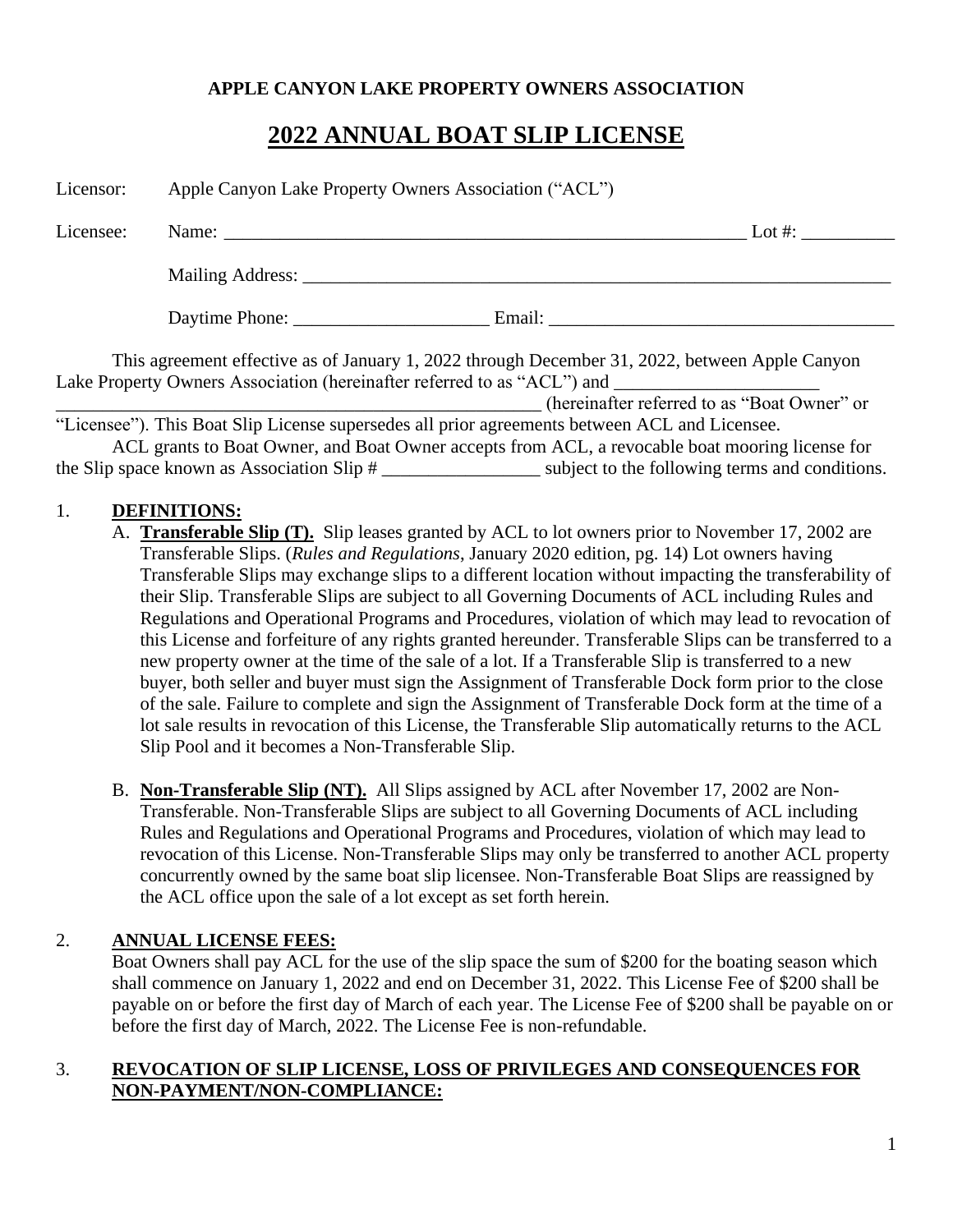**APPLE CANYON LAKE PROPERTY OWNERS ASSOCIATION**

# 2022 ANNUAL BOAT SLIP LICENSE

Licensor: Apple Canyon Lake Property Owners Association ("ACL")

Licensee: Name: ___________________________________________________________ Lot #: __________

Mailing Address: ___________________________________________________________________

Daytime Phone: _____________________ Email: ______________________________________

This agreement effective as of January 1, 2022 through December 31, 2022, between Apple Canyon Lake Property Owners Association (hereinafter referred to as "ACL") and ______________________ _______________________________________________________ (hereinafter referred to as "Boat Owner" or "Licensee"). This Boat Slip License supersedes all prior agreements between ACL and Licensee.

ACL grants to Boat Owner, and Boat Owner accepts from ACL, a revocable boat mooring license for the Slip space known as Association Slip # _________________ subject to the following terms and conditions.

1. **DEFINITIONS:**

   A. **Transferable Slip (T).** Slip leases granted by ACL to lot owners prior to November 17, 2002 are Transferable Slips. (*Rules and Regulations*, January 2020 edition, pg. 14) Lot owners having Transferable Slips may exchange slips to a different location without impacting the transferability of their Slip. Transferable Slips are subject to all Governing Documents of ACL including Rules and Regulations and Operational Programs and Procedures, violation of which may lead to revocation of this License and forfeiture of any rights granted hereunder. Transferable Slips can be transferred to a new property owner at the time of the sale of a lot. If a Transferable Slip is transferred to a new buyer, both seller and buyer must sign the Assignment of Transferable Dock form prior to the close of the sale. Failure to complete and sign the Assignment of Transferable Dock form at the time of a lot sale results in revocation of this License, the Transferable Slip automatically returns to the ACL Slip Pool and it becomes a Non-Transferable Slip.

   B. **Non-Transferable Slip (NT).** All Slips assigned by ACL after November 17, 2002 are Non-Transferable. Non-Transferable Slips are subject to all Governing Documents of ACL including Rules and Regulations and Operational Programs and Procedures, violation of which may lead to revocation of this License. Non-Transferable Slips may only be transferred to another ACL property concurrently owned by the same boat slip licensee. Non-Transferable Boat Slips are reassigned by the ACL office upon the sale of a lot except as set forth herein.

2. **ANNUAL LICENSE FEES:**

   Boat Owners shall pay ACL for the use of the slip space the sum of $200 for the boating season which shall commence on January 1, 2022 and end on December 31, 2022. This License Fee of $200 shall be payable on or before the first day of March of each year. The License Fee of $200 shall be payable on or before the first day of March, 2022. The License Fee is non-refundable.

3. **REVOCATION OF SLIP LICENSE, LOSS OF PRIVILEGES AND CONSEQUENCES FOR NON-PAYMENT/NON-COMPLIANCE:**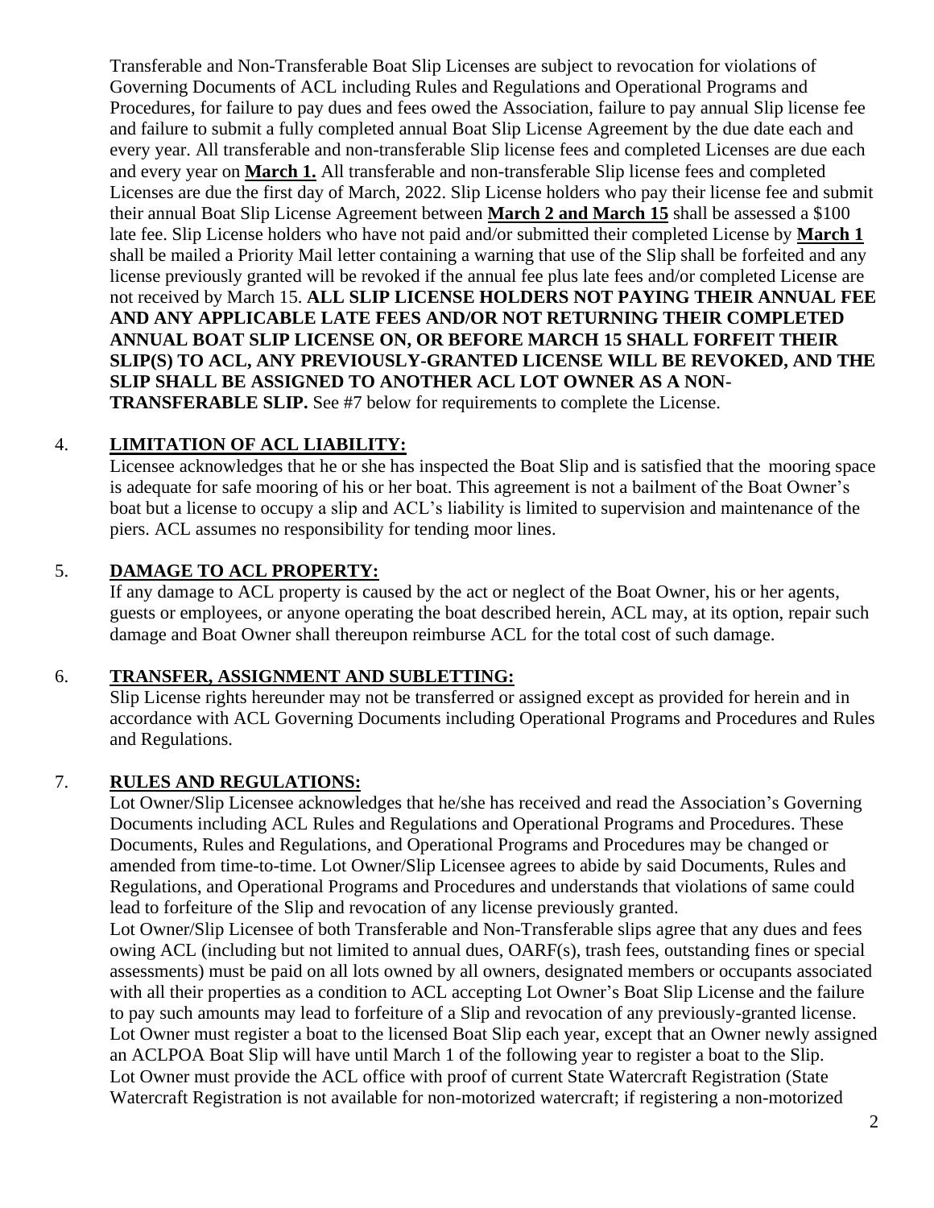Transferable and Non-Transferable Boat Slip Licenses are subject to revocation for violations of Governing Documents of ACL including Rules and Regulations and Operational Programs and Procedures, for failure to pay dues and fees owed the Association, failure to pay annual Slip license fee and failure to submit a fully completed annual Boat Slip License Agreement by the due date each and every year. All transferable and non-transferable Slip license fees and completed Licenses are due each and every year on **March 1.** All transferable and non-transferable Slip license fees and completed Licenses are due the first day of March, 2022. Slip License holders who pay their license fee and submit their annual Boat Slip License Agreement between **March 2 and March 15** shall be assessed a $100 late fee. Slip License holders who have not paid and/or submitted their completed License by **March 1** shall be mailed a Priority Mail letter containing a warning that use of the Slip shall be forfeited and any license previously granted will be revoked if the annual fee plus late fees and/or completed License are not received by March 15. **ALL SLIP LICENSE HOLDERS NOT PAYING THEIR ANNUAL FEE AND ANY APPLICABLE LATE FEES AND/OR NOT RETURNING THEIR COMPLETED ANNUAL BOAT SLIP LICENSE ON, OR BEFORE MARCH 15 SHALL FORFEIT THEIR SLIP(S) TO ACL, ANY PREVIOUSLY-GRANTED LICENSE WILL BE REVOKED, AND THE SLIP SHALL BE ASSIGNED TO ANOTHER ACL LOT OWNER AS A NON-TRANSFERABLE SLIP.** See #7 below for requirements to complete the License.

4. **LIMITATION OF ACL LIABILITY:**

   Licensee acknowledges that he or she has inspected the Boat Slip and is satisfied that the mooring space is adequate for safe mooring of his or her boat. This agreement is not a bailment of the Boat Owner's boat but a license to occupy a slip and ACL's liability is limited to supervision and maintenance of the piers. ACL assumes no responsibility for tending moor lines.

5. **DAMAGE TO ACL PROPERTY:**

   If any damage to ACL property is caused by the act or neglect of the Boat Owner, his or her agents, guests or employees, or anyone operating the boat described herein, ACL may, at its option, repair such damage and Boat Owner shall thereupon reimburse ACL for the total cost of such damage.

6. **TRANSFER, ASSIGNMENT AND SUBLETTING:**

   Slip License rights hereunder may not be transferred or assigned except as provided for herein and in accordance with ACL Governing Documents including Operational Programs and Procedures and Rules and Regulations.

7. **RULES AND REGULATIONS:**

   Lot Owner/Slip Licensee acknowledges that he/she has received and read the Association's Governing Documents including ACL Rules and Regulations and Operational Programs and Procedures. These Documents, Rules and Regulations, and Operational Programs and Procedures may be changed or amended from time-to-time. Lot Owner/Slip Licensee agrees to abide by said Documents, Rules and Regulations, and Operational Programs and Procedures and understands that violations of same could lead to forfeiture of the Slip and revocation of any license previously granted.

   Lot Owner/Slip Licensee of both Transferable and Non-Transferable slips agree that any dues and fees owing ACL (including but not limited to annual dues, OARF(s), trash fees, outstanding fines or special assessments) must be paid on all lots owned by all owners, designated members or occupants associated with all their properties as a condition to ACL accepting Lot Owner's Boat Slip License and the failure to pay such amounts may lead to forfeiture of a Slip and revocation of any previously-granted license.

   Lot Owner must register a boat to the licensed Boat Slip each year, except that an Owner newly assigned an ACLPOA Boat Slip will have until March 1 of the following year to register a boat to the Slip.

   Lot Owner must provide the ACL office with proof of current State Watercraft Registration (State Watercraft Registration is not available for non-motorized watercraft; if registering a non-motorized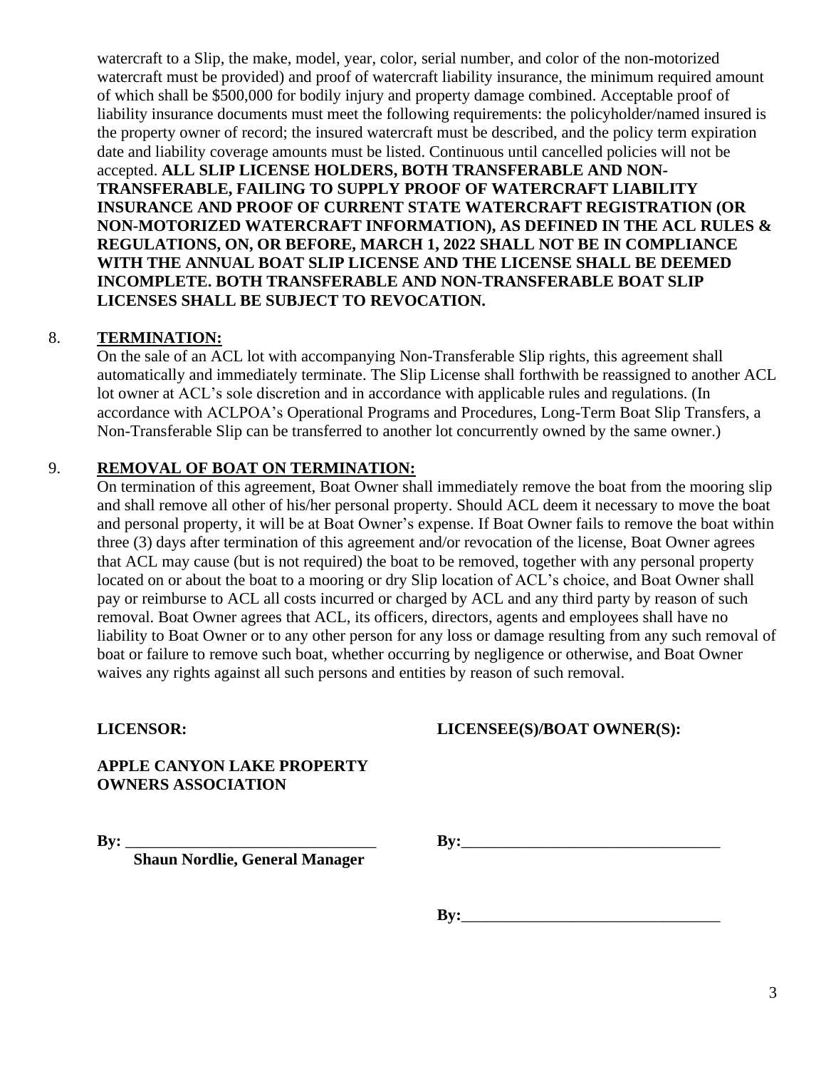watercraft to a Slip, the make, model, year, color, serial number, and color of the non-motorized watercraft must be provided) and proof of watercraft liability insurance, the minimum required amount of which shall be $500,000 for bodily injury and property damage combined. Acceptable proof of liability insurance documents must meet the following requirements: the policyholder/named insured is the property owner of record; the insured watercraft must be described, and the policy term expiration date and liability coverage amounts must be listed. Continuous until cancelled policies will not be accepted. **ALL SLIP LICENSE HOLDERS, BOTH TRANSFERABLE AND NON-TRANSFERABLE, FAILING TO SUPPLY PROOF OF WATERCRAFT LIABILITY INSURANCE AND PROOF OF CURRENT STATE WATERCRAFT REGISTRATION (OR NON-MOTORIZED WATERCRAFT INFORMATION), AS DEFINED IN THE ACL RULES & REGULATIONS, ON, OR BEFORE, MARCH 1, 2022 SHALL NOT BE IN COMPLIANCE WITH THE ANNUAL BOAT SLIP LICENSE AND THE LICENSE SHALL BE DEEMED INCOMPLETE. BOTH TRANSFERABLE AND NON-TRANSFERABLE BOAT SLIP LICENSES SHALL BE SUBJECT TO REVOCATION.**

8. **TERMINATION:**
On the sale of an ACL lot with accompanying Non-Transferable Slip rights, this agreement shall automatically and immediately terminate. The Slip License shall forthwith be reassigned to another ACL lot owner at ACL's sole discretion and in accordance with applicable rules and regulations. (In accordance with ACLPOA's Operational Programs and Procedures, Long-Term Boat Slip Transfers, a Non-Transferable Slip can be transferred to another lot concurrently owned by the same owner.)

9. **REMOVAL OF BOAT ON TERMINATION:**
On termination of this agreement, Boat Owner shall immediately remove the boat from the mooring slip and shall remove all other of his/her personal property. Should ACL deem it necessary to move the boat and personal property, it will be at Boat Owner's expense. If Boat Owner fails to remove the boat within three (3) days after termination of this agreement and/or revocation of the license, Boat Owner agrees that ACL may cause (but is not required) the boat to be removed, together with any personal property located on or about the boat to a mooring or dry Slip location of ACL's choice, and Boat Owner shall pay or reimburse to ACL all costs incurred or charged by ACL and any third party by reason of such removal. Boat Owner agrees that ACL, its officers, directors, agents and employees shall have no liability to Boat Owner or to any other person for any loss or damage resulting from any such removal of boat or failure to remove such boat, whether occurring by negligence or otherwise, and Boat Owner waives any rights against all such persons and entities by reason of such removal.

**LICENSOR:**

**APPLE CANYON LAKE PROPERTY OWNERS ASSOCIATION**

**By:** _______________________________
**Shaun Nordlie, General Manager**

**LICENSEE(S)/BOAT OWNER(S):**

**By:**_______________________________

**By:**_______________________________